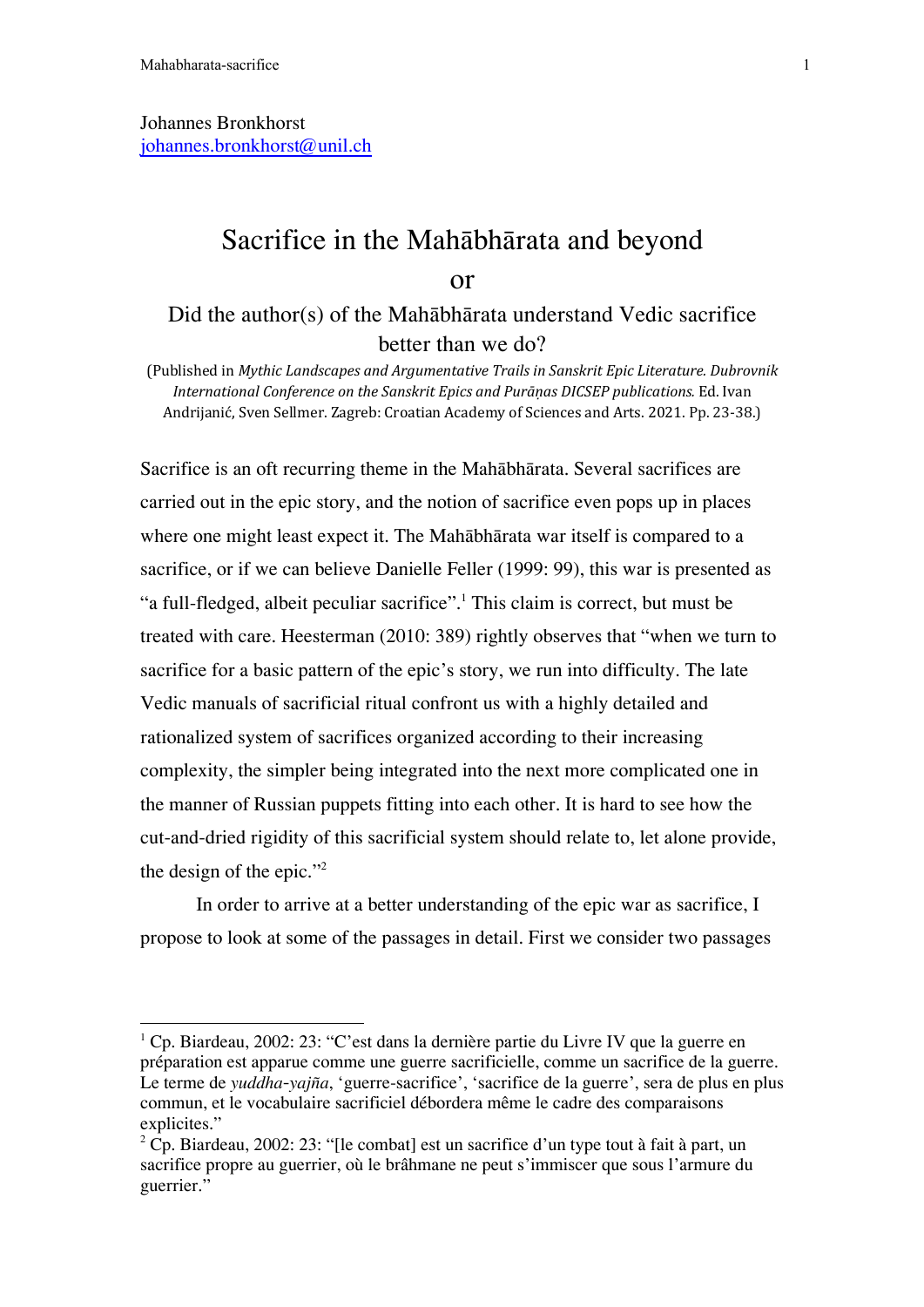Johannes Bronkhorst
johannes.bronkhorst@unil.ch

# Sacrifice in the Mahābhārata and beyond
# or
## Did the author(s) of the Mahābhārata understand Vedic sacrifice better than we do?

(Published in *Mythic Landscapes and Argumentative Trails in Sanskrit Epic Literature. Dubrovnik International Conference on the Sanskrit Epics and Purāṇas DICSEP publications.* Ed. Ivan Andrijanić, Sven Sellmer. Zagreb: Croatian Academy of Sciences and Arts. 2021. Pp. 23-38.)

Sacrifice is an oft recurring theme in the Mahābhārata. Several sacrifices are carried out in the epic story, and the notion of sacrifice even pops up in places where one might least expect it. The Mahābhārata war itself is compared to a sacrifice, or if we can believe Danielle Feller (1999: 99), this war is presented as "a full-fledged, albeit peculiar sacrifice".[1] This claim is correct, but must be treated with care. Heesterman (2010: 389) rightly observes that "when we turn to sacrifice for a basic pattern of the epic's story, we run into difficulty. The late Vedic manuals of sacrificial ritual confront us with a highly detailed and rationalized system of sacrifices organized according to their increasing complexity, the simpler being integrated into the next more complicated one in the manner of Russian puppets fitting into each other. It is hard to see how the cut-and-dried rigidity of this sacrificial system should relate to, let alone provide, the design of the epic."[2]

In order to arrive at a better understanding of the epic war as sacrifice, I propose to look at some of the passages in detail. First we consider two passages

---

[1] Cp. Biardeau, 2002: 23: "C'est dans la dernière partie du Livre IV que la guerre en préparation est apparue comme une guerre sacrificielle, comme un sacrifice de la guerre. Le terme de *yuddha-yajña*, 'guerre-sacrifice', 'sacrifice de la guerre', sera de plus en plus commun, et le vocabulaire sacrificiel débordera même le cadre des comparaisons explicites."

[2] Cp. Biardeau, 2002: 23: "[le combat] est un sacrifice d'un type tout à fait à part, un sacrifice propre au guerrier, où le brâhmane ne peut s'immiscer que sous l'armure du guerrier."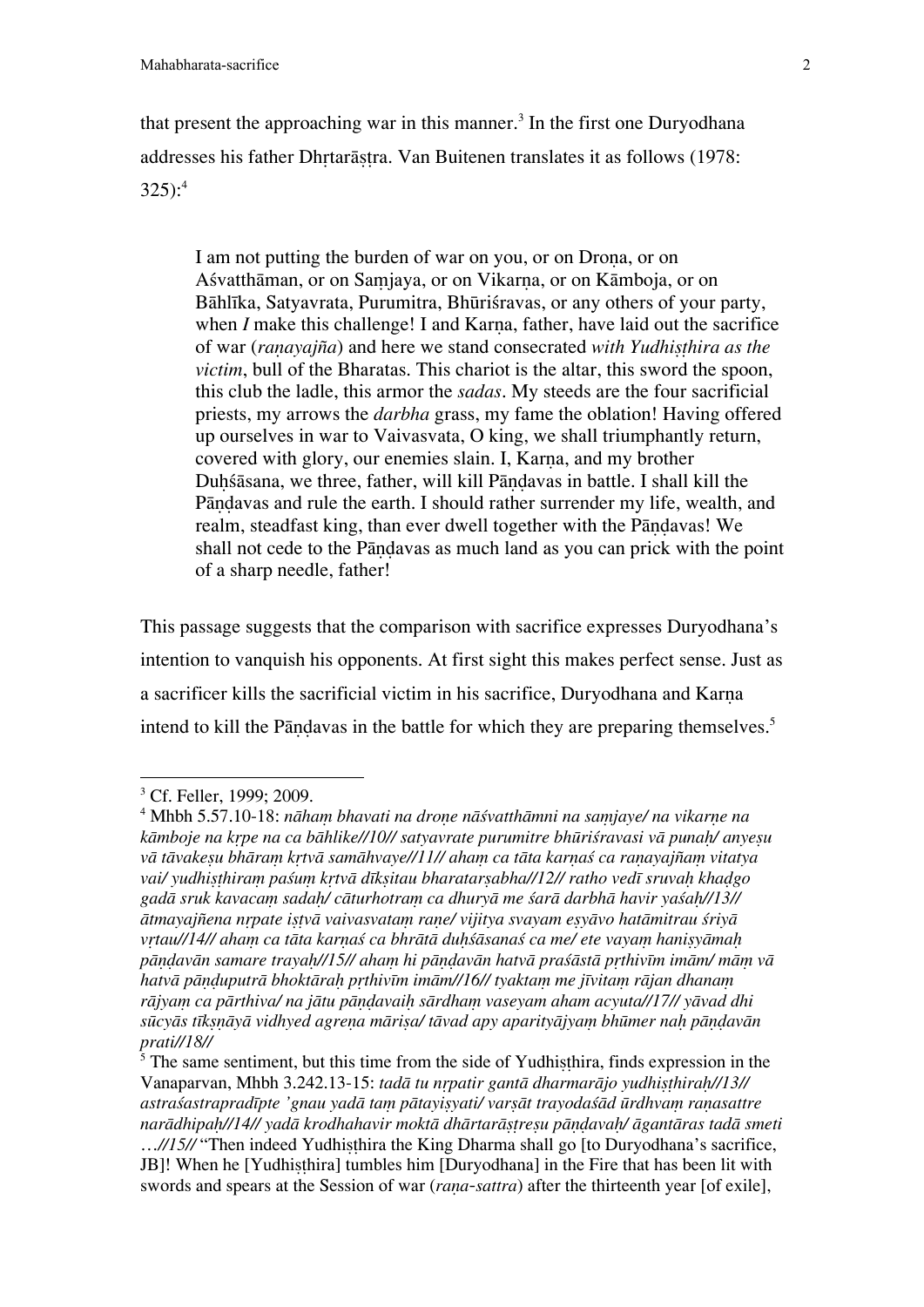that present the approaching war in this manner.[3] In the first one Duryodhana addresses his father Dhṛtarāṣṭra. Van Buitenen translates it as follows (1978: 325):[4]

> I am not putting the burden of war on you, or on Droṇa, or on Aśvatthāman, or on Saṃjaya, or on Vikarṇa, or on Kāmboja, or on Bāhlīka, Satyavrata, Purumitra, Bhūriśravas, or any others of your party, when *I* make this challenge! I and Karṇa, father, have laid out the sacrifice of war (*raṇayajña*) and here we stand consecrated *with Yudhiṣṭhira as the victim*, bull of the Bharatas. This chariot is the altar, this sword the spoon, this club the ladle, this armor the *sadas*. My steeds are the four sacrificial priests, my arrows the *darbha* grass, my fame the oblation! Having offered up ourselves in war to Vaivasvata, O king, we shall triumphantly return, covered with glory, our enemies slain. I, Karṇa, and my brother Duḥśāsana, we three, father, will kill Pāṇḍavas in battle. I shall kill the Pāṇḍavas and rule the earth. I should rather surrender my life, wealth, and realm, steadfast king, than ever dwell together with the Pāṇḍavas! We shall not cede to the Pāṇḍavas as much land as you can prick with the point of a sharp needle, father!

This passage suggests that the comparison with sacrifice expresses Duryodhana's intention to vanquish his opponents. At first sight this makes perfect sense. Just as a sacrificer kills the sacrificial victim in his sacrifice, Duryodhana and Karṇa intend to kill the Pāṇḍavas in the battle for which they are preparing themselves.[5]

---

[3] Cf. Feller, 1999; 2009.

[4] Mhbh 5.57.10-18: *nāhaṃ bhavati na droṇe nāśvatthāmni na saṃjaye/ na vikarṇe na kāmboje na kṛpe na ca bāhlike//10// satyavrate purumitre bhūriśravasi vā punaḥ/ anyeṣu vā tāvakeṣu bhāraṃ kṛtvā samāhvaye//11// ahaṃ ca tāta karṇaś ca raṇayajñaṃ vitatya vai/ yudhiṣṭhiraṃ paśuṃ kṛtvā dīkṣitau bharatarṣabha//12// ratho vedī sruvaḥ khaḍgo gadā sruk kavacaṃ sadaḥ/ cāturhotraṃ ca dhuryā me śarā darbhā havir yaśaḥ//13// ātmayajñena nṛpate iṣṭvā vaivasvataṃ raṇe/ vijitya svayam eṣyāvo hatāmitrau śriyā vṛtau//14// ahaṃ ca tāta karṇaś ca bhrātā duḥśāsanaś ca me/ ete vayaṃ haniṣyāmaḥ pāṇḍavān samare trayaḥ//15// ahaṃ hi pāṇḍavān hatvā praśāstā pṛthivīm imām/ māṃ vā hatvā pāṇḍuputrā bhoktāraḥ pṛthivīm imām//16// tyaktaṃ me jīvitaṃ rājan dhanaṃ rājyaṃ ca pārthiva/ na jātu pāṇḍavaiḥ sārdhaṃ vaseyam aham acyuta//17// yāvad dhi sūcyās tīkṣṇāyā vidhyed agreṇa māriṣa/ tāvad apy aparityājyaṃ bhūmer naḥ pāṇḍavān prati//18//*

[5] The same sentiment, but this time from the side of Yudhiṣṭhira, finds expression in the Vanaparvan, Mhbh 3.242.13-15: *tadā tu nṛpatir gantā dharmarājo yudhiṣṭhiraḥ//13// astraśastrapradīpte 'gnau yadā taṃ pātayiṣyati/ varṣāt trayodaśād ūrdhvaṃ raṇasattre narādhipaḥ//14// yadā krodhahavir moktā dhārtarāṣṭreṣu pāṇḍavaḥ/ āgantāras tadā smeti …//15//* "Then indeed Yudhiṣṭhira the King Dharma shall go [to Duryodhana's sacrifice, JB]! When he [Yudhiṣṭhira] tumbles him [Duryodhana] in the Fire that has been lit with swords and spears at the Session of war (*raṇa-sattra*) after the thirteenth year [of exile],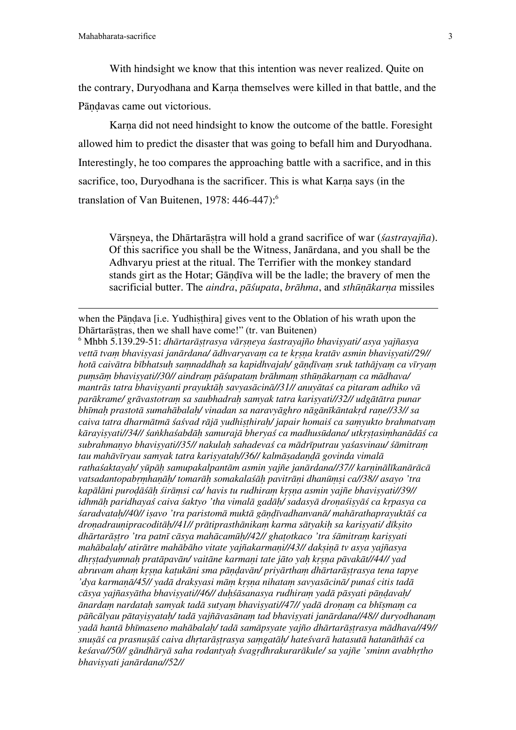With hindsight we know that this intention was never realized. Quite on the contrary, Duryodhana and Karṇa themselves were killed in that battle, and the Pāṇḍavas came out victorious.

Karṇa did not need hindsight to know the outcome of the battle. Foresight allowed him to predict the disaster that was going to befall him and Duryodhana. Interestingly, he too compares the approaching battle with a sacrifice, and in this sacrifice, too, Duryodhana is the sacrificer. This is what Karṇa says (in the translation of Van Buitenen, 1978: 446-447):[6]

> Vārṣṇeya, the Dhārtarāṣṭra will hold a grand sacrifice of war (*śastrayajña*). Of this sacrifice you shall be the Witness, Janārdana, and you shall be the Adhvaryu priest at the ritual. The Terrifier with the monkey standard stands girt as the Hotar; Gāṇḍīva will be the ladle; the bravery of men the sacrificial butter. The *aindra*, *pāśupata*, *brāhma*, and *sthūṇākarṇa* missiles

---

when the Pāṇḍava [i.e. Yudhiṣṭhira] gives vent to the Oblation of his wrath upon the Dhārtarāṣṭras, then we shall have come!" (tr. van Buitenen)

[6] Mhbh 5.139.29-51: *dhārtarāṣṭrasya vārṣṇeya śastrayajño bhaviṣyati/ asya yajñasya vettā tvaṃ bhaviṣyasi janārdana/ ādhvaryavaṃ ca te kṛṣṇa kratāv asmin bhaviṣyati//29// hotā caivātra bībhatsuḥ saṃnaddhaḥ sa kapidhvajaḥ/ gāṇḍīvaṃ sruk tathājyaṃ ca vīryaṃ puṃsāṃ bhaviṣyati//30// aindraṃ pāśupataṃ brāhmaṃ sthūṇākarṇaṃ ca mādhava/ mantrās tatra bhaviṣyanti prayuktāḥ savyasācinā//31// anuyātaś ca pitaram adhiko vā parākrame/ grāvastotraṃ sa saubhadraḥ samyak tatra kariṣyati//32// udgātātra punar bhīmaḥ prastotā sumahābalaḥ/ vinadan sa naravyāghro nāgānīkāntakṛd raṇe//33// sa caiva tatra dharmātmā śaśvad rājā yudhiṣṭhiraḥ/ japair homaiś ca saṃyukto brahmatvaṃ kārayiṣyati//34// śaṅkhaśabdāḥ samurajā bheryaś ca madhusūdana/ utkṛṣṭasiṃhanādāś ca subrahmaṇyo bhaviṣyati//35// nakulaḥ sahadevaś ca mādrīputrau yaśasvinau/ śāmitraṃ tau mahāvīryau samyak tatra kariṣyataḥ//36// kalmāṣadaṇḍā govinda vimalā rathaśaktayaḥ/ yūpāḥ samupakalpantām asmin yajñe janārdana//37// karṇinālīkanārācā vatsadantopabṛṃhaṇāḥ/ tomarāḥ somakalaśāḥ pavitrāṇi dhanūṃṣi ca//38// asayo 'tra kapālāni puroḍāśāḥ śirāṃsi ca/ havis tu rudhiraṃ kṛṣṇa asmin yajñe bhaviṣyati//39// idhmāḥ paridhayaś caiva śaktyo 'tha vimalā gadāḥ/ sadasyā droṇaśiṣyāś ca kṛpasya ca śaradvataḥ//40// iṣavo 'tra paristomā muktā gāṇḍīvadhanvanā/ mahārathaprayuktāś ca droṇadrauṇipracoditāḥ//41// prātiprasthānikaṃ karma sātyakiḥ sa kariṣyati/ dīkṣito dhārtarāṣṭro 'tra patnī cāsya mahācamūḥ//42// ghaṭotkaco 'tra śāmitraṃ kariṣyati mahābalaḥ/ atirātre mahābāho vitate yajñakarmaṇi//43// dakṣiṇā tv asya yajñasya dhṛṣṭadyumnaḥ pratāpavān/ vaitāne karmaṇi tate jāto yaḥ kṛṣṇa pāvakāt//44// yad abruvam ahaṃ kṛṣṇa kaṭukāni sma pāṇḍavān/ priyārthaṃ dhārtarāṣṭrasya tena tapye 'dya karmaṇā//45// yadā drakṣyasi māṃ kṛṣṇa nihataṃ savyasācinā/ punaś citis tadā cāsya yajñasyātha bhaviṣyati//46// duḥśāsanasya rudhiraṃ yadā pāsyati pāṇḍavaḥ/ ānardaṃ nardataḥ samyak tadā sutyaṃ bhaviṣyati//47// yadā droṇaṃ ca bhīṣmaṃ ca pāñcālyau pātayiṣyataḥ/ tadā yajñāvasānaṃ tad bhaviṣyati janārdana//48// duryodhanaṃ yadā hantā bhīmaseno mahābalaḥ/ tadā samāpsyate yajño dhārtarāṣṭrasya mādhava//49// snuṣāś ca prasnuṣāś caiva dhṛtarāṣṭrasya saṃgatāḥ/ hateśvarā hatasutā hatanāthāś ca keśava//50// gāndhāryā saha rodantyaḥ śvagṛdhrakurarākule/ sa yajñe 'sminn avabhṛtho bhaviṣyati janārdana//52//*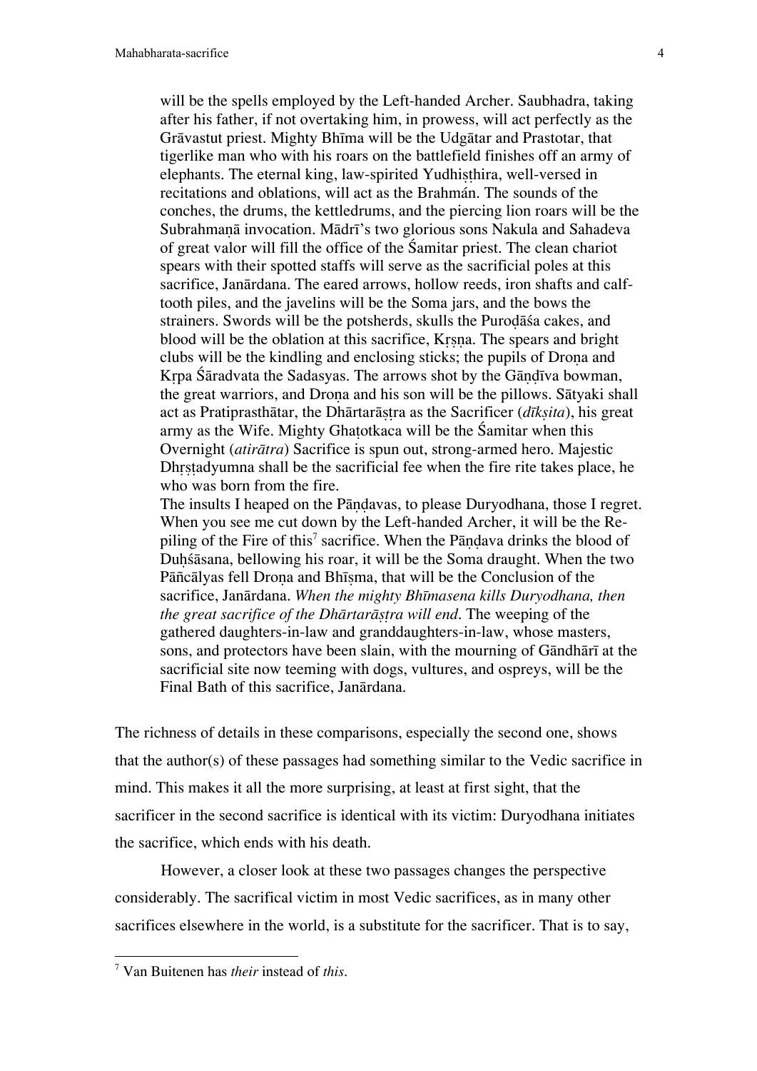> will be the spells employed by the Left-handed Archer. Saubhadra, taking after his father, if not overtaking him, in prowess, will act perfectly as the Grāvastut priest. Mighty Bhīma will be the Udgātar and Prastotar, that tigerlike man who with his roars on the battlefield finishes off an army of elephants. The eternal king, law-spirited Yudhiṣṭhira, well-versed in recitations and oblations, will act as the Brahmán. The sounds of the conches, the drums, the kettledrums, and the piercing lion roars will be the Subrahmaṇā invocation. Mādrī's two glorious sons Nakula and Sahadeva of great valor will fill the office of the Śamitar priest. The clean chariot spears with their spotted staffs will serve as the sacrificial poles at this sacrifice, Janārdana. The eared arrows, hollow reeds, iron shafts and calf-tooth piles, and the javelins will be the Soma jars, and the bows the strainers. Swords will be the potsherds, skulls the Puroḍāśa cakes, and blood will be the oblation at this sacrifice, Kṛṣṇa. The spears and bright clubs will be the kindling and enclosing sticks; the pupils of Droṇa and Kṛpa Śāradvata the Sadasyas. The arrows shot by the Gāṇḍīva bowman, the great warriors, and Droṇa and his son will be the pillows. Sātyaki shall act as Pratiprasthātar, the Dhārtarāṣṭra as the Sacrificer (*dīkṣita*), his great army as the Wife. Mighty Ghaṭotkaca will be the Śamitar when this Overnight (*atirātra*) Sacrifice is spun out, strong-armed hero. Majestic Dhṛṣṭadyumna shall be the sacrificial fee when the fire rite takes place, he who was born from the fire.
>
> The insults I heaped on the Pāṇḍavas, to please Duryodhana, those I regret. When you see me cut down by the Left-handed Archer, it will be the Re-piling of the Fire of this[7] sacrifice. When the Pāṇḍava drinks the blood of Duḥśāsana, bellowing his roar, it will be the Soma draught. When the two Pāñcālyas fell Droṇa and Bhīṣma, that will be the Conclusion of the sacrifice, Janārdana. *When the mighty Bhīmasena kills Duryodhana, then the great sacrifice of the Dhārtarāṣṭra will end*. The weeping of the gathered daughters-in-law and granddaughters-in-law, whose masters, sons, and protectors have been slain, with the mourning of Gāndhārī at the sacrificial site now teeming with dogs, vultures, and ospreys, will be the Final Bath of this sacrifice, Janārdana.

The richness of details in these comparisons, especially the second one, shows that the author(s) of these passages had something similar to the Vedic sacrifice in mind. This makes it all the more surprising, at least at first sight, that the sacrificer in the second sacrifice is identical with its victim: Duryodhana initiates the sacrifice, which ends with his death.

However, a closer look at these two passages changes the perspective considerably. The sacrifical victim in most Vedic sacrifices, as in many other sacrifices elsewhere in the world, is a substitute for the sacrificer. That is to say,

[7] Van Buitenen has *their* instead of *this*.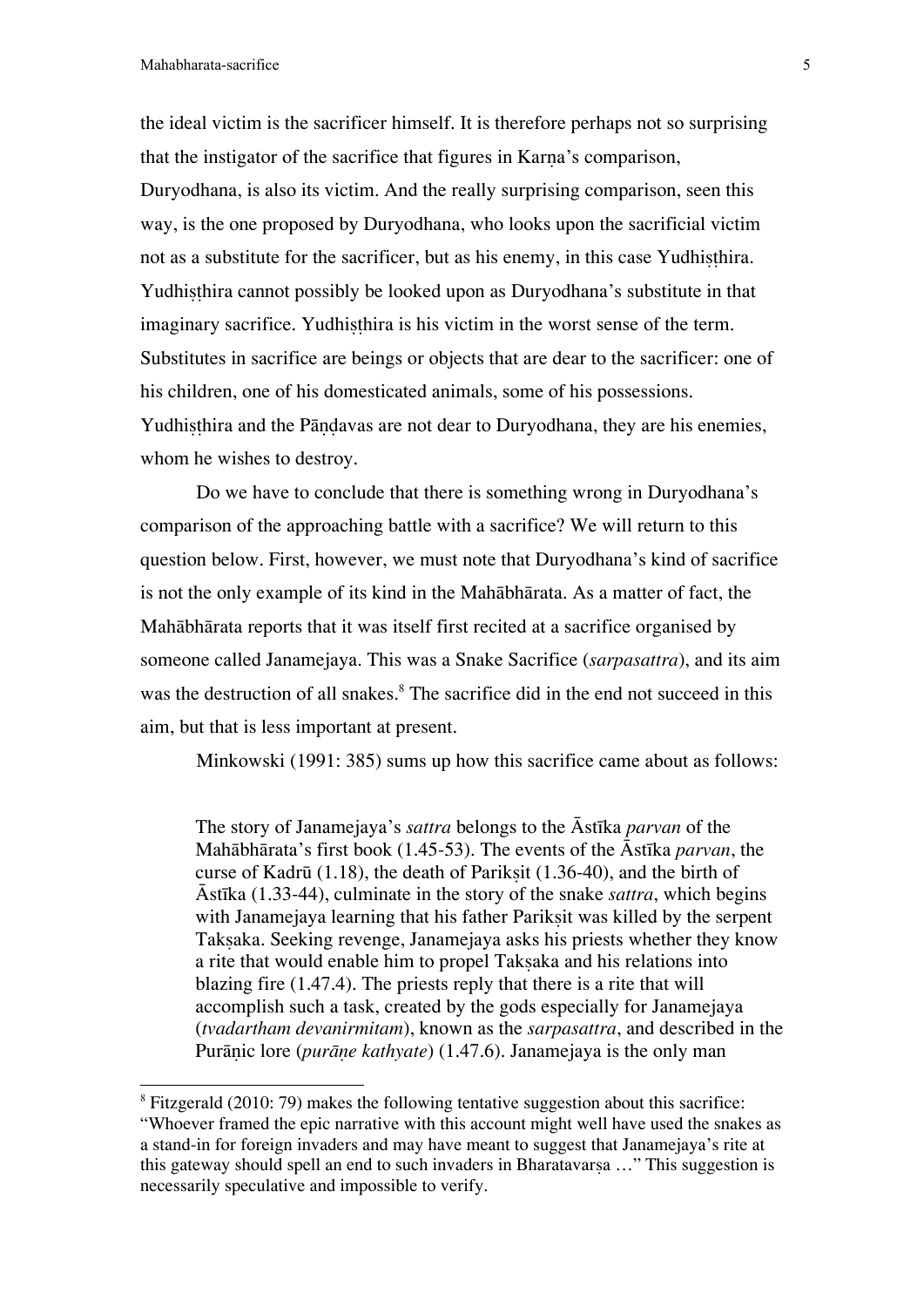the ideal victim is the sacrificer himself. It is therefore perhaps not so surprising that the instigator of the sacrifice that figures in Karṇa's comparison, Duryodhana, is also its victim. And the really surprising comparison, seen this way, is the one proposed by Duryodhana, who looks upon the sacrificial victim not as a substitute for the sacrificer, but as his enemy, in this case Yudhiṣṭhira. Yudhiṣṭhira cannot possibly be looked upon as Duryodhana's substitute in that imaginary sacrifice. Yudhiṣṭhira is his victim in the worst sense of the term. Substitutes in sacrifice are beings or objects that are dear to the sacrificer: one of his children, one of his domesticated animals, some of his possessions. Yudhiṣṭhira and the Pāṇḍavas are not dear to Duryodhana, they are his enemies, whom he wishes to destroy.

Do we have to conclude that there is something wrong in Duryodhana's comparison of the approaching battle with a sacrifice? We will return to this question below. First, however, we must note that Duryodhana's kind of sacrifice is not the only example of its kind in the Mahābhārata. As a matter of fact, the Mahābhārata reports that it was itself first recited at a sacrifice organised by someone called Janamejaya. This was a Snake Sacrifice (*sarpasattra*), and its aim was the destruction of all snakes.[8] The sacrifice did in the end not succeed in this aim, but that is less important at present.

Minkowski (1991: 385) sums up how this sacrifice came about as follows:

> The story of Janamejaya's *sattra* belongs to the Āstīka *parvan* of the Mahābhārata's first book (1.45-53). The events of the Āstīka *parvan*, the curse of Kadrū (1.18), the death of Parikṣit (1.36-40), and the birth of Āstīka (1.33-44), culminate in the story of the snake *sattra*, which begins with Janamejaya learning that his father Parikṣit was killed by the serpent Takṣaka. Seeking revenge, Janamejaya asks his priests whether they know a rite that would enable him to propel Takṣaka and his relations into blazing fire (1.47.4). The priests reply that there is a rite that will accomplish such a task, created by the gods especially for Janamejaya (*tvadartham devanirmitam*), known as the *sarpasattra*, and described in the Purāṇic lore (*purāṇe kathyate*) (1.47.6). Janamejaya is the only man

[8] Fitzgerald (2010: 79) makes the following tentative suggestion about this sacrifice: "Whoever framed the epic narrative with this account might well have used the snakes as a stand-in for foreign invaders and may have meant to suggest that Janamejaya's rite at this gateway should spell an end to such invaders in Bharatavarṣa …" This suggestion is necessarily speculative and impossible to verify.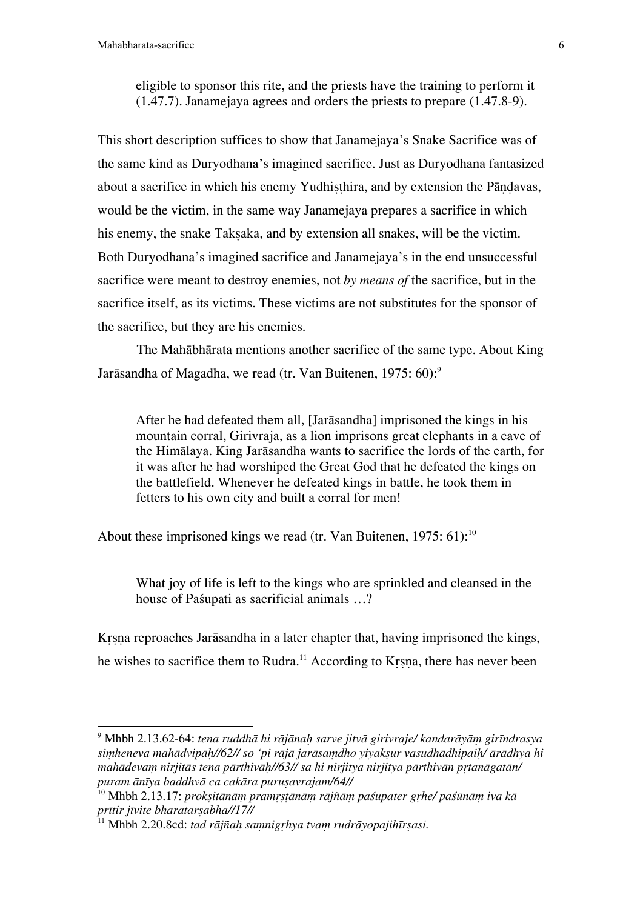> eligible to sponsor this rite, and the priests have the training to perform it (1.47.7). Janamejaya agrees and orders the priests to prepare (1.47.8-9).

This short description suffices to show that Janamejaya's Snake Sacrifice was of the same kind as Duryodhana's imagined sacrifice. Just as Duryodhana fantasized about a sacrifice in which his enemy Yudhiṣṭhira, and by extension the Pāṇḍavas, would be the victim, in the same way Janamejaya prepares a sacrifice in which his enemy, the snake Takṣaka, and by extension all snakes, will be the victim. Both Duryodhana's imagined sacrifice and Janamejaya's in the end unsuccessful sacrifice were meant to destroy enemies, not *by means of* the sacrifice, but in the sacrifice itself, as its victims. These victims are not substitutes for the sponsor of the sacrifice, but they are his enemies.

The Mahābhārata mentions another sacrifice of the same type. About King Jarāsandha of Magadha, we read (tr. Van Buitenen, 1975: 60):[9]

> After he had defeated them all, [Jarāsandha] imprisoned the kings in his mountain corral, Girivraja, as a lion imprisons great elephants in a cave of the Himālaya. King Jarāsandha wants to sacrifice the lords of the earth, for it was after he had worshiped the Great God that he defeated the kings on the battlefield. Whenever he defeated kings in battle, he took them in fetters to his own city and built a corral for men!

About these imprisoned kings we read (tr. Van Buitenen, 1975: 61):[10]

> What joy of life is left to the kings who are sprinkled and cleansed in the house of Paśupati as sacrificial animals …?

Kṛṣṇa reproaches Jarāsandha in a later chapter that, having imprisoned the kings, he wishes to sacrifice them to Rudra.[11] According to Kṛṣṇa, there has never been

---

[9] Mhbh 2.13.62-64: *tena ruddhā hi rājānaḥ sarve jitvā girivraje/ kandarāyāṃ girīndrasya siṃheneva mahādvipāḥ//62// so 'pi rājā jarāsaṃdho yiyakṣur vasudhādhipaiḥ/ ārādhya hi mahādevaṃ nirjitās tena pārthivāḥ//63// sa hi nirjitya nirjitya pārthivān pṛtanāgatān/ puram ānīya baddhvā ca cakāra puruṣavrajam/64//*

[10] Mhbh 2.13.17: *prokṣitānāṃ pramṛṣṭānāṃ rājñāṃ paśupater gṛhe/ paśūnāṃ iva kā prītir jīvite bharatarṣabha//17//*

[11] Mhbh 2.20.8cd: *tad rājñaḥ saṃnigṛhya tvaṃ rudrāyopajihīrṣasi.*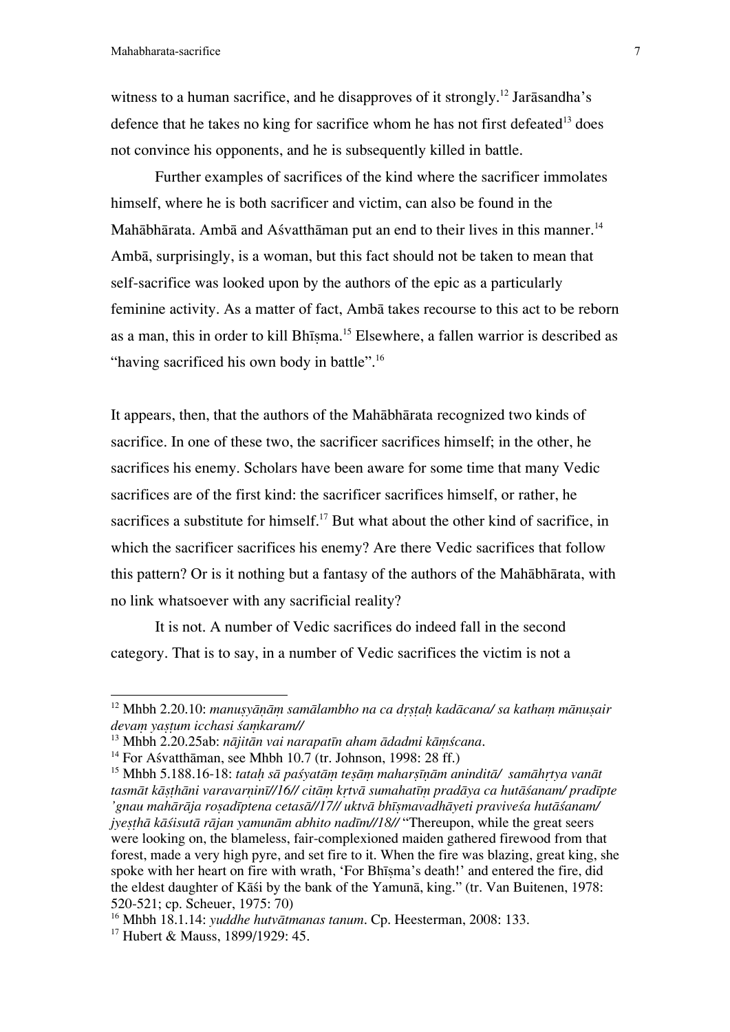witness to a human sacrifice, and he disapproves of it strongly.[12] Jarāsandha's defence that he takes no king for sacrifice whom he has not first defeated[13] does not convince his opponents, and he is subsequently killed in battle.

Further examples of sacrifices of the kind where the sacrificer immolates himself, where he is both sacrificer and victim, can also be found in the Mahābhārata. Ambā and Aśvatthāman put an end to their lives in this manner.[14] Ambā, surprisingly, is a woman, but this fact should not be taken to mean that self-sacrifice was looked upon by the authors of the epic as a particularly feminine activity. As a matter of fact, Ambā takes recourse to this act to be reborn as a man, this in order to kill Bhīṣma.[15] Elsewhere, a fallen warrior is described as "having sacrificed his own body in battle".[16]

It appears, then, that the authors of the Mahābhārata recognized two kinds of sacrifice. In one of these two, the sacrificer sacrifices himself; in the other, he sacrifices his enemy. Scholars have been aware for some time that many Vedic sacrifices are of the first kind: the sacrificer sacrifices himself, or rather, he sacrifices a substitute for himself.[17] But what about the other kind of sacrifice, in which the sacrificer sacrifices his enemy? Are there Vedic sacrifices that follow this pattern? Or is it nothing but a fantasy of the authors of the Mahābhārata, with no link whatsoever with any sacrificial reality?

It is not. A number of Vedic sacrifices do indeed fall in the second category. That is to say, in a number of Vedic sacrifices the victim is not a

---

[12] Mhbh 2.20.10: *manuṣyāṇāṃ samālambho na ca dṛṣṭaḥ kadācana/ sa kathaṃ mānuṣair devaṃ yaṣṭum icchasi śaṃkaram//*

[13] Mhbh 2.20.25ab: *nājitān vai narapatīn aham ādadmi kāṃścana*.

[14] For Aśvatthāman, see Mhbh 10.7 (tr. Johnson, 1998: 28 ff.)

[15] Mhbh 5.188.16-18: *tataḥ sā paśyatāṃ teṣāṃ maharṣīṇām aninditā/ samāhṛtya vanāt tasmāt kāṣṭhāni varavarṇinī//16// citāṃ kṛtvā sumahatīṃ pradāya ca hutāśanam/ pradīpte 'gnau mahārāja roṣadīptena cetasā//17// uktvā bhīṣmavadhāyeti praviveśa hutāśanam/ jyeṣṭhā kāśisutā rājan yamunām abhito nadīm//18//* "Thereupon, while the great seers were looking on, the blameless, fair-complexioned maiden gathered firewood from that forest, made a very high pyre, and set fire to it. When the fire was blazing, great king, she spoke with her heart on fire with wrath, 'For Bhīṣma's death!' and entered the fire, did the eldest daughter of Kāśi by the bank of the Yamunā, king." (tr. Van Buitenen, 1978: 520-521; cp. Scheuer, 1975: 70)

[16] Mhbh 18.1.14: *yuddhe hutvātmanas tanum*. Cp. Heesterman, 2008: 133.

[17] Hubert & Mauss, 1899/1929: 45.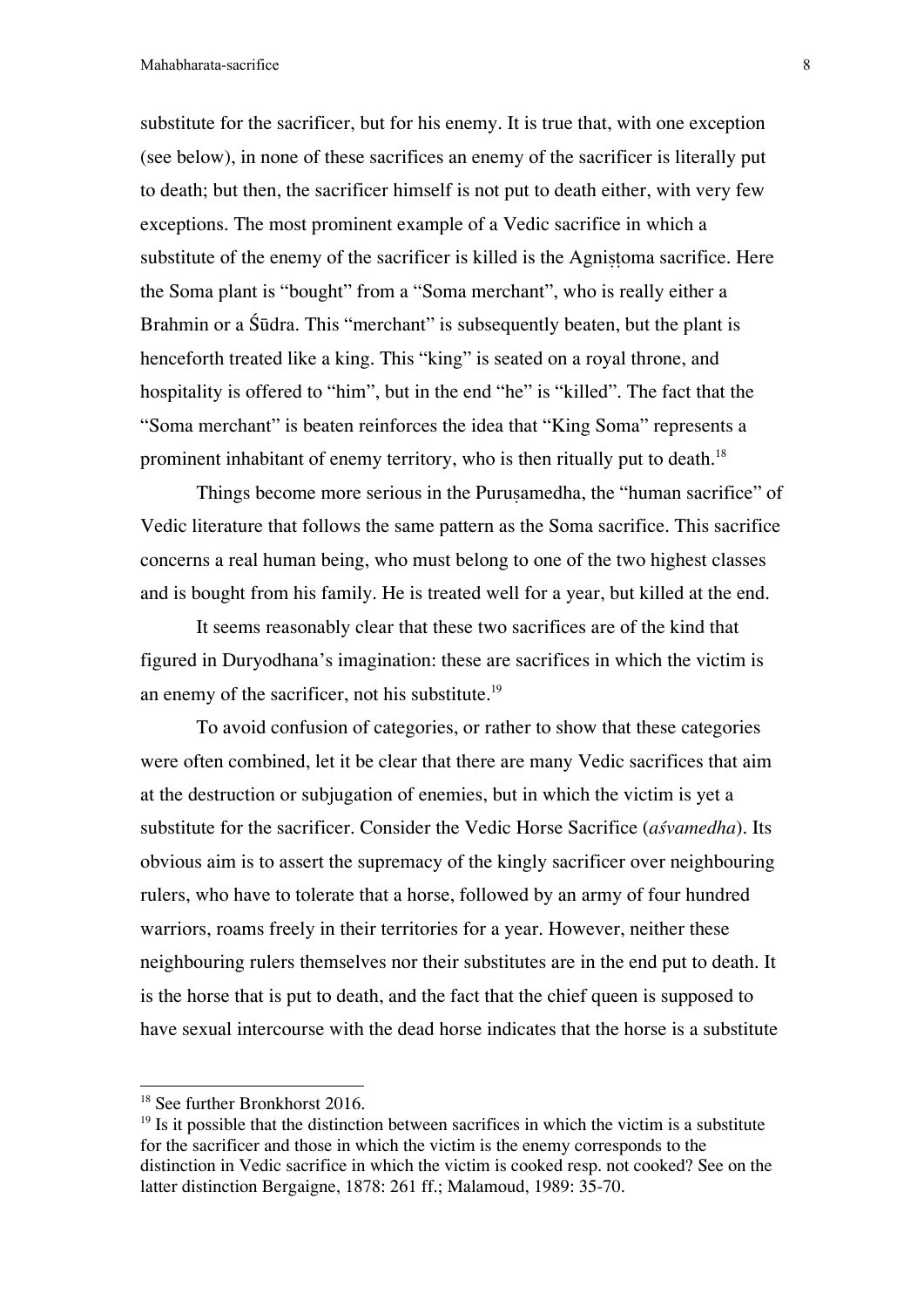substitute for the sacrificer, but for his enemy. It is true that, with one exception (see below), in none of these sacrifices an enemy of the sacrificer is literally put to death; but then, the sacrificer himself is not put to death either, with very few exceptions. The most prominent example of a Vedic sacrifice in which a substitute of the enemy of the sacrificer is killed is the Agniṣṭoma sacrifice. Here the Soma plant is "bought" from a "Soma merchant", who is really either a Brahmin or a Śūdra. This "merchant" is subsequently beaten, but the plant is henceforth treated like a king. This "king" is seated on a royal throne, and hospitality is offered to "him", but in the end "he" is "killed". The fact that the "Soma merchant" is beaten reinforces the idea that "King Soma" represents a prominent inhabitant of enemy territory, who is then ritually put to death.[18]

Things become more serious in the Puruṣamedha, the "human sacrifice" of Vedic literature that follows the same pattern as the Soma sacrifice. This sacrifice concerns a real human being, who must belong to one of the two highest classes and is bought from his family. He is treated well for a year, but killed at the end.

It seems reasonably clear that these two sacrifices are of the kind that figured in Duryodhana's imagination: these are sacrifices in which the victim is an enemy of the sacrificer, not his substitute.[19]

To avoid confusion of categories, or rather to show that these categories were often combined, let it be clear that there are many Vedic sacrifices that aim at the destruction or subjugation of enemies, but in which the victim is yet a substitute for the sacrificer. Consider the Vedic Horse Sacrifice (*aśvamedha*). Its obvious aim is to assert the supremacy of the kingly sacrificer over neighbouring rulers, who have to tolerate that a horse, followed by an army of four hundred warriors, roams freely in their territories for a year. However, neither these neighbouring rulers themselves nor their substitutes are in the end put to death. It is the horse that is put to death, and the fact that the chief queen is supposed to have sexual intercourse with the dead horse indicates that the horse is a substitute

---

[18] See further Bronkhorst 2016.

[19] Is it possible that the distinction between sacrifices in which the victim is a substitute for the sacrificer and those in which the victim is the enemy corresponds to the distinction in Vedic sacrifice in which the victim is cooked resp. not cooked? See on the latter distinction Bergaigne, 1878: 261 ff.; Malamoud, 1989: 35-70.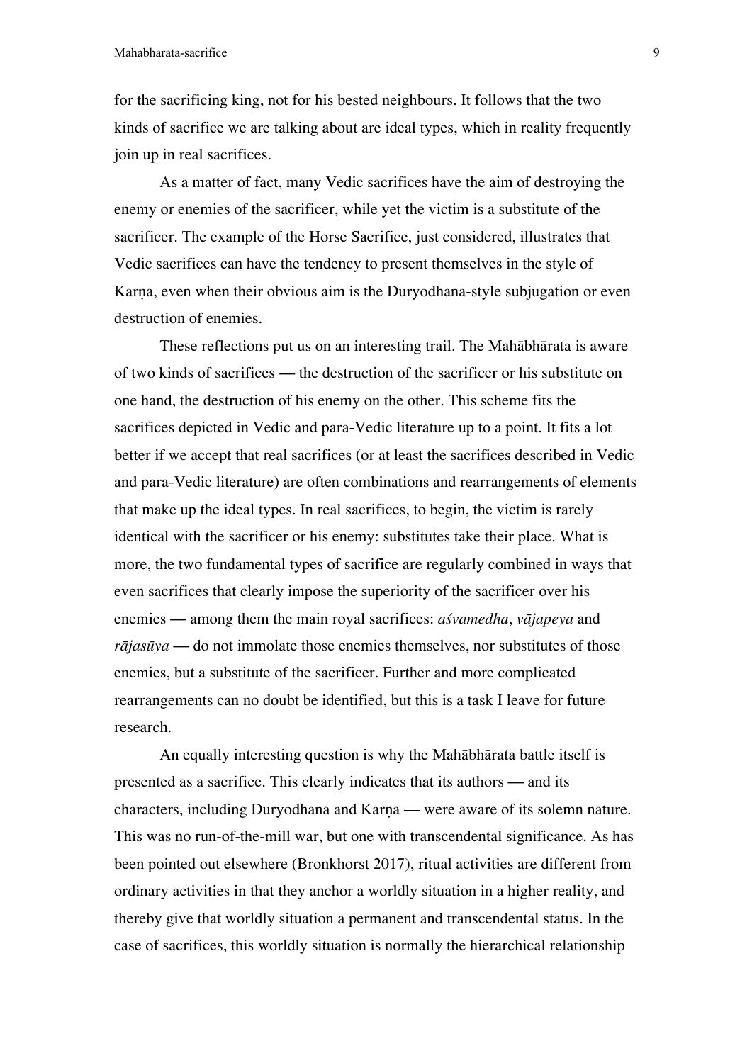for the sacrificing king, not for his bested neighbours. It follows that the two kinds of sacrifice we are talking about are ideal types, which in reality frequently join up in real sacrifices.

As a matter of fact, many Vedic sacrifices have the aim of destroying the enemy or enemies of the sacrificer, while yet the victim is a substitute of the sacrificer. The example of the Horse Sacrifice, just considered, illustrates that Vedic sacrifices can have the tendency to present themselves in the style of Karṇa, even when their obvious aim is the Duryodhana-style subjugation or even destruction of enemies.

These reflections put us on an interesting trail. The Mahābhārata is aware of two kinds of sacrifices — the destruction of the sacrificer or his substitute on one hand, the destruction of his enemy on the other. This scheme fits the sacrifices depicted in Vedic and para-Vedic literature up to a point. It fits a lot better if we accept that real sacrifices (or at least the sacrifices described in Vedic and para-Vedic literature) are often combinations and rearrangements of elements that make up the ideal types. In real sacrifices, to begin, the victim is rarely identical with the sacrificer or his enemy: substitutes take their place. What is more, the two fundamental types of sacrifice are regularly combined in ways that even sacrifices that clearly impose the superiority of the sacrificer over his enemies — among them the main royal sacrifices: *aśvamedha*, *vājapeya* and *rājasūya* — do not immolate those enemies themselves, nor substitutes of those enemies, but a substitute of the sacrificer. Further and more complicated rearrangements can no doubt be identified, but this is a task I leave for future research.

An equally interesting question is why the Mahābhārata battle itself is presented as a sacrifice. This clearly indicates that its authors — and its characters, including Duryodhana and Karṇa — were aware of its solemn nature. This was no run-of-the-mill war, but one with transcendental significance. As has been pointed out elsewhere (Bronkhorst 2017), ritual activities are different from ordinary activities in that they anchor a worldly situation in a higher reality, and thereby give that worldly situation a permanent and transcendental status. In the case of sacrifices, this worldly situation is normally the hierarchical relationship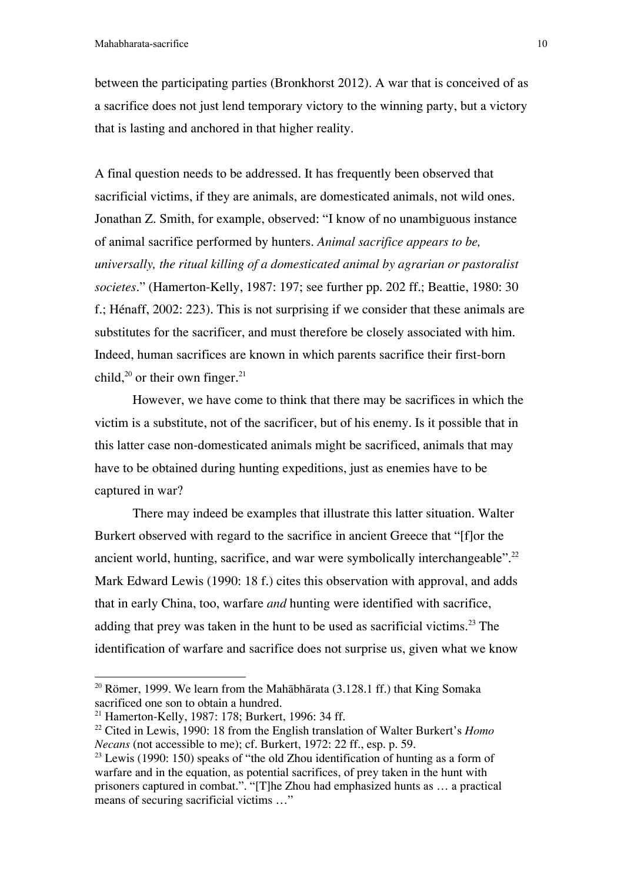between the participating parties (Bronkhorst 2012). A war that is conceived of as a sacrifice does not just lend temporary victory to the winning party, but a victory that is lasting and anchored in that higher reality.

A final question needs to be addressed. It has frequently been observed that sacrificial victims, if they are animals, are domesticated animals, not wild ones. Jonathan Z. Smith, for example, observed: "I know of no unambiguous instance of animal sacrifice performed by hunters. *Animal sacrifice appears to be, universally, the ritual killing of a domesticated animal by agrarian or pastoralist societes*." (Hamerton-Kelly, 1987: 197; see further pp. 202 ff.; Beattie, 1980: 30 f.; Hénaff, 2002: 223). This is not surprising if we consider that these animals are substitutes for the sacrificer, and must therefore be closely associated with him. Indeed, human sacrifices are known in which parents sacrifice their first-born child,[20] or their own finger.[21]

However, we have come to think that there may be sacrifices in which the victim is a substitute, not of the sacrificer, but of his enemy. Is it possible that in this latter case non-domesticated animals might be sacrificed, animals that may have to be obtained during hunting expeditions, just as enemies have to be captured in war?

There may indeed be examples that illustrate this latter situation. Walter Burkert observed with regard to the sacrifice in ancient Greece that "[f]or the ancient world, hunting, sacrifice, and war were symbolically interchangeable".[22] Mark Edward Lewis (1990: 18 f.) cites this observation with approval, and adds that in early China, too, warfare *and* hunting were identified with sacrifice, adding that prey was taken in the hunt to be used as sacrificial victims.[23] The identification of warfare and sacrifice does not surprise us, given what we know

---

[20] Römer, 1999. We learn from the Mahābhārata (3.128.1 ff.) that King Somaka sacrificed one son to obtain a hundred.

[21] Hamerton-Kelly, 1987: 178; Burkert, 1996: 34 ff.

[22] Cited in Lewis, 1990: 18 from the English translation of Walter Burkert's *Homo Necans* (not accessible to me); cf. Burkert, 1972: 22 ff., esp. p. 59.

[23] Lewis (1990: 150) speaks of "the old Zhou identification of hunting as a form of warfare and in the equation, as potential sacrifices, of prey taken in the hunt with prisoners captured in combat.". "[T]he Zhou had emphasized hunts as … a practical means of securing sacrificial victims …"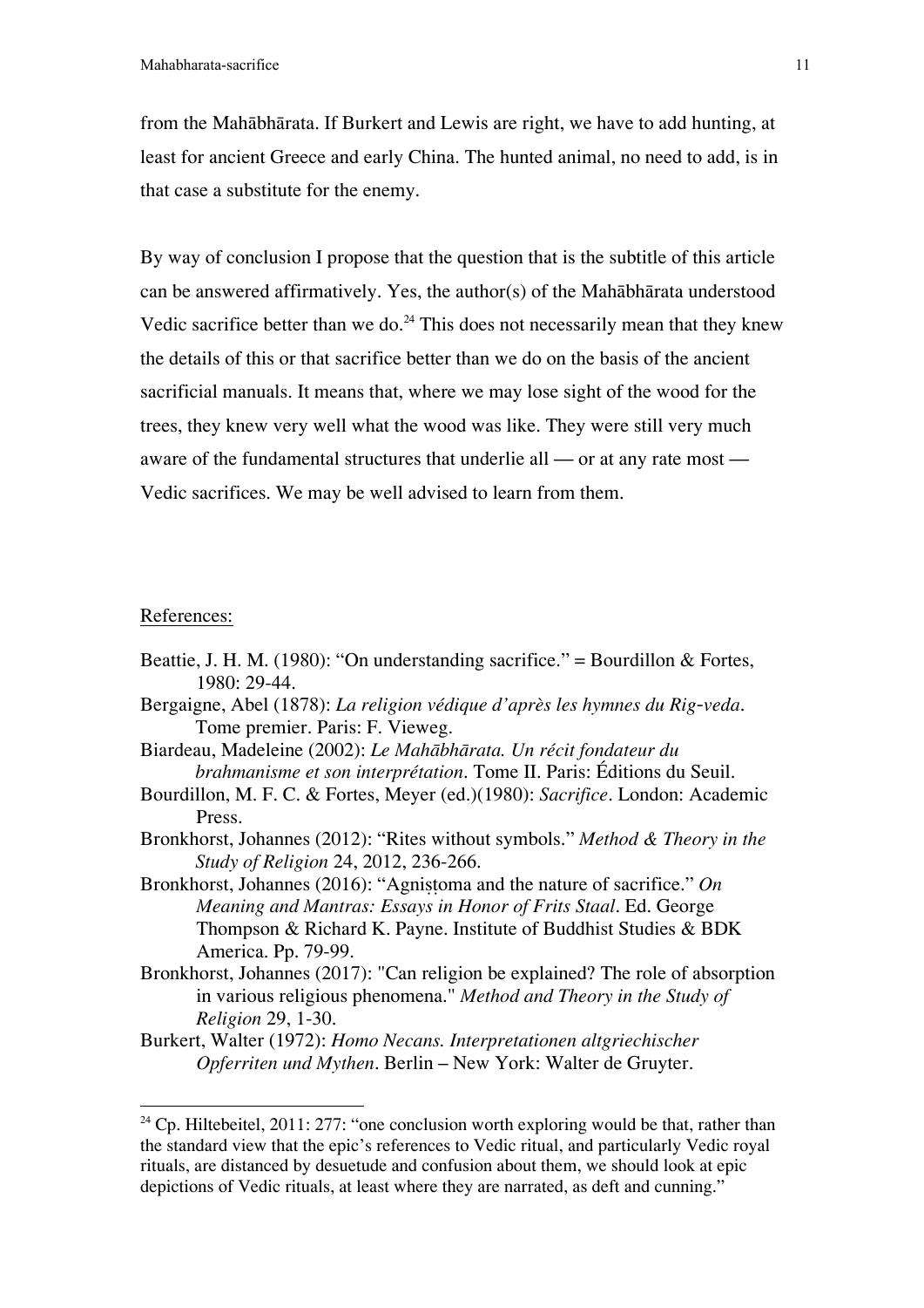from the Mahābhārata. If Burkert and Lewis are right, we have to add hunting, at least for ancient Greece and early China. The hunted animal, no need to add, is in that case a substitute for the enemy.

By way of conclusion I propose that the question that is the subtitle of this article can be answered affirmatively. Yes, the author(s) of the Mahābhārata understood Vedic sacrifice better than we do.[24] This does not necessarily mean that they knew the details of this or that sacrifice better than we do on the basis of the ancient sacrificial manuals. It means that, where we may lose sight of the wood for the trees, they knew very well what the wood was like. They were still very much aware of the fundamental structures that underlie all — or at any rate most — Vedic sacrifices. We may be well advised to learn from them.

References:

Beattie, J. H. M. (1980): "On understanding sacrifice." = Bourdillon & Fortes, 1980: 29-44.

Bergaigne, Abel (1878): *La religion védique d'après les hymnes du Rig-veda*. Tome premier. Paris: F. Vieweg.

Biardeau, Madeleine (2002): *Le Mahābhārata. Un récit fondateur du brahmanisme et son interprétation*. Tome II. Paris: Éditions du Seuil.

Bourdillon, M. F. C. & Fortes, Meyer (ed.)(1980): *Sacrifice*. London: Academic Press.

Bronkhorst, Johannes (2012): "Rites without symbols." *Method & Theory in the Study of Religion* 24, 2012, 236-266.

Bronkhorst, Johannes (2016): "Agniṣṭoma and the nature of sacrifice." *On Meaning and Mantras: Essays in Honor of Frits Staal*. Ed. George Thompson & Richard K. Payne. Institute of Buddhist Studies & BDK America. Pp. 79-99.

Bronkhorst, Johannes (2017): "Can religion be explained? The role of absorption in various religious phenomena." *Method and Theory in the Study of Religion* 29, 1-30.

Burkert, Walter (1972): *Homo Necans. Interpretationen altgriechischer Opferriten und Mythen*. Berlin – New York: Walter de Gruyter.

[24] Cp. Hiltebeitel, 2011: 277: "one conclusion worth exploring would be that, rather than the standard view that the epic's references to Vedic ritual, and particularly Vedic royal rituals, are distanced by desuetude and confusion about them, we should look at epic depictions of Vedic rituals, at least where they are narrated, as deft and cunning."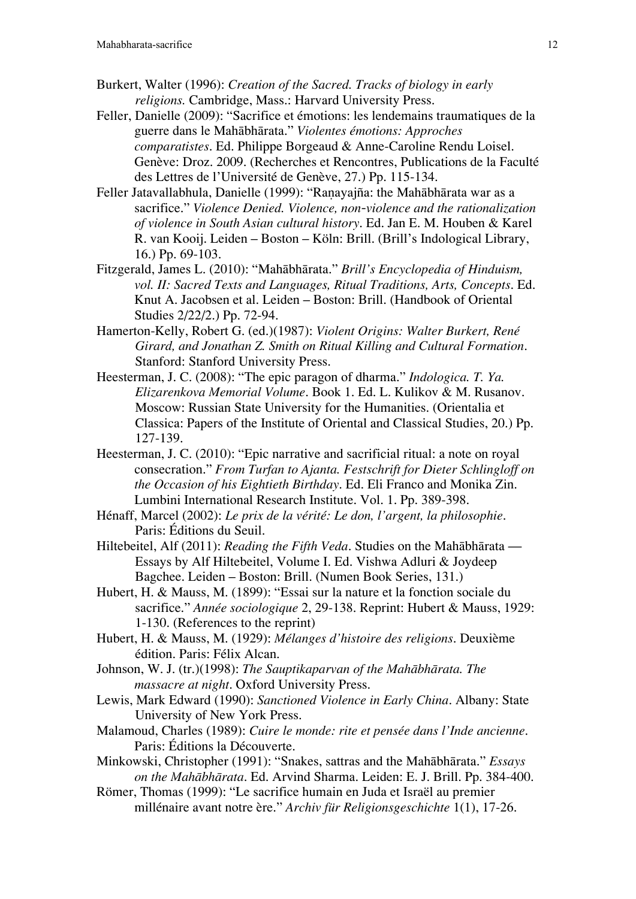Burkert, Walter (1996): *Creation of the Sacred. Tracks of biology in early religions.* Cambridge, Mass.: Harvard University Press.

Feller, Danielle (2009): “Sacrifice et émotions: les lendemains traumatiques de la guerre dans le Mahābhārata.” *Violentes émotions: Approches comparatistes*. Ed. Philippe Borgeaud & Anne-Caroline Rendu Loisel. Genève: Droz. 2009. (Recherches et Rencontres, Publications de la Faculté des Lettres de l’Université de Genève, 27.) Pp. 115-134.

Feller Jatavallabhula, Danielle (1999): “Raṇayajña: the Mahābhārata war as a sacrifice.” *Violence Denied. Violence, non-violence and the rationalization of violence in South Asian cultural history*. Ed. Jan E. M. Houben & Karel R. van Kooij. Leiden – Boston – Köln: Brill. (Brill’s Indological Library, 16.) Pp. 69-103.

Fitzgerald, James L. (2010): “Mahābhārata.” *Brill’s Encyclopedia of Hinduism, vol. II: Sacred Texts and Languages, Ritual Traditions, Arts, Concepts*. Ed. Knut A. Jacobsen et al. Leiden – Boston: Brill. (Handbook of Oriental Studies 2/22/2.) Pp. 72-94.

Hamerton-Kelly, Robert G. (ed.)(1987): *Violent Origins: Walter Burkert, René Girard, and Jonathan Z. Smith on Ritual Killing and Cultural Formation*. Stanford: Stanford University Press.

Heesterman, J. C. (2008): “The epic paragon of dharma.” *Indologica. T. Ya. Elizarenkova Memorial Volume*. Book 1. Ed. L. Kulikov & M. Rusanov. Moscow: Russian State University for the Humanities. (Orientalia et Classica: Papers of the Institute of Oriental and Classical Studies, 20.) Pp. 127-139.

Heesterman, J. C. (2010): “Epic narrative and sacrificial ritual: a note on royal consecration.” *From Turfan to Ajanta. Festschrift for Dieter Schlingloff on the Occasion of his Eightieth Birthday*. Ed. Eli Franco and Monika Zin. Lumbini International Research Institute. Vol. 1. Pp. 389-398.

Hénaff, Marcel (2002): *Le prix de la vérité: Le don, l’argent, la philosophie*. Paris: Éditions du Seuil.

Hiltebeitel, Alf (2011): *Reading the Fifth Veda*. Studies on the Mahābhārata — Essays by Alf Hiltebeitel, Volume I. Ed. Vishwa Adluri & Joydeep Bagchee. Leiden – Boston: Brill. (Numen Book Series, 131.)

Hubert, H. & Mauss, M. (1899): “Essai sur la nature et la fonction sociale du sacrifice.” *Année sociologique* 2, 29-138. Reprint: Hubert & Mauss, 1929: 1-130. (References to the reprint)

Hubert, H. & Mauss, M. (1929): *Mélanges d’histoire des religions*. Deuxième édition. Paris: Félix Alcan.

Johnson, W. J. (tr.)(1998): *The Sauptikaparvan of the Mahābhārata. The massacre at night*. Oxford University Press.

Lewis, Mark Edward (1990): *Sanctioned Violence in Early China*. Albany: State University of New York Press.

Malamoud, Charles (1989): *Cuire le monde: rite et pensée dans l’Inde ancienne*. Paris: Éditions la Découverte.

Minkowski, Christopher (1991): “Snakes, sattras and the Mahābhārata.” *Essays on the Mahābhārata*. Ed. Arvind Sharma. Leiden: E. J. Brill. Pp. 384-400.

Römer, Thomas (1999): “Le sacrifice humain en Juda et Israël au premier millénaire avant notre ère.” *Archiv für Religionsgeschichte* 1(1), 17-26.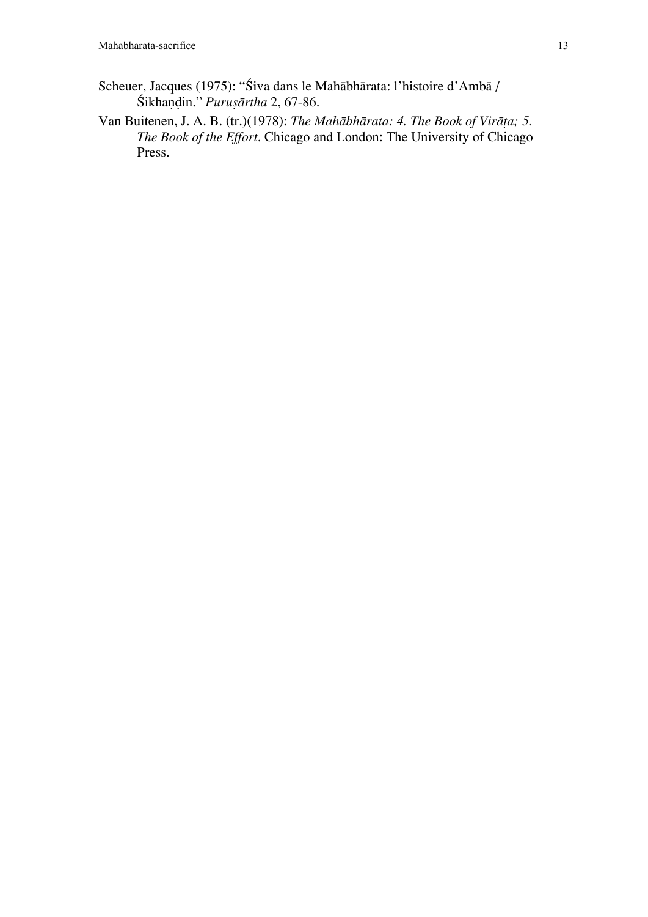Scheuer, Jacques (1975): “Śiva dans le Mahābhārata: l’histoire d’Ambā / Śikhaṇḍin.” *Puruṣārtha* 2, 67-86.

Van Buitenen, J. A. B. (tr.)(1978): *The Mahābhārata: 4. The Book of Virāṭa; 5. The Book of the Effort*. Chicago and London: The University of Chicago Press.